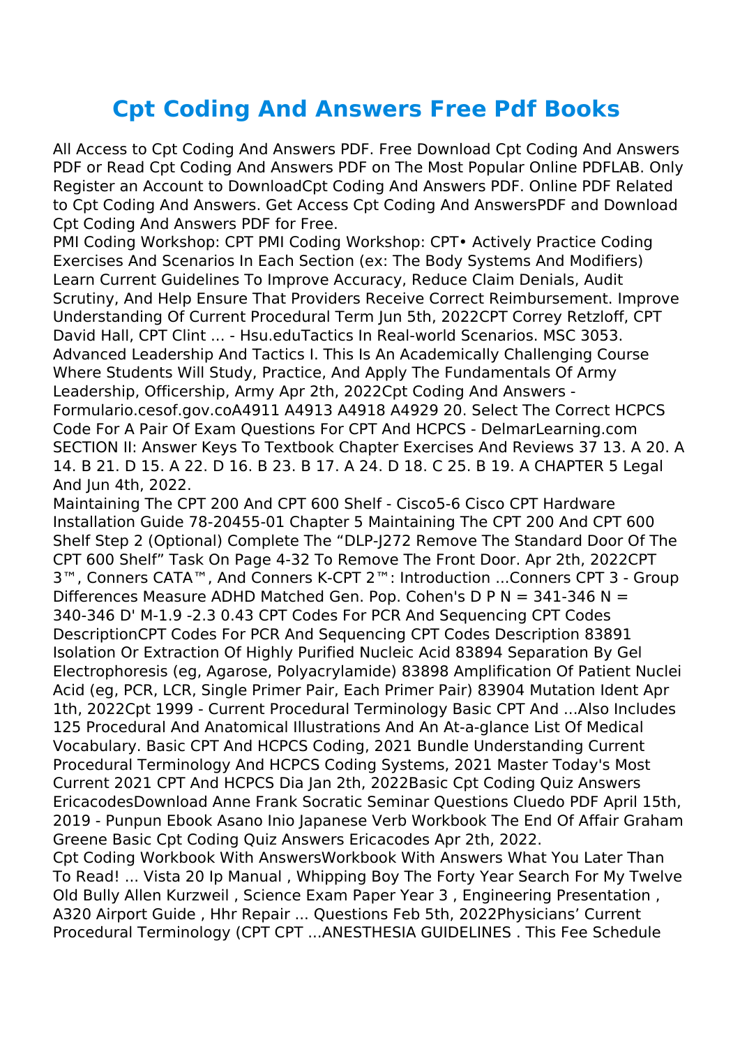# Cpt Coding And Answers Free Pdf Books

All Access to Cpt Coding And Answers PDF. Free Download Cpt Coding And Answers PDF or Read Cpt Coding And Answers PDF on The Most Popular Online PDFLAB. Only Register an Account to DownloadCpt Coding And Answers PDF. Online PDF Related to Cpt Coding And Answers. Get Access Cpt Coding And AnswersPDF and Download Cpt Coding And Answers PDF for Free.

PMI Coding Workshop: CPT PMI Coding Workshop: CPT• Actively Practice Coding Exercises And Scenarios In Each Section (ex: The Body Systems And Modifiers) Learn Current Guidelines To Improve Accuracy, Reduce Claim Denials, Audit Scrutiny, And Help Ensure That Providers Receive Correct Reimbursement. Improve Understanding Of Current Procedural Term Jun 5th, 2022CPT Correy Retzloff, CPT David Hall, CPT Clint ... - Hsu.eduTactics In Real-world Scenarios. MSC 3053. Advanced Leadership And Tactics I. This Is An Academically Challenging Course Where Students Will Study, Practice, And Apply The Fundamentals Of Army Leadership, Officership, Army Apr 2th, 2022Cpt Coding And Answers - Formulario.cesof.gov.coA4911 A4913 A4918 A4929 20. Select The Correct HCPCS Code For A Pair Of Exam Questions For CPT And HCPCS - DelmarLearning.com SECTION II: Answer Keys To Textbook Chapter Exercises And Reviews 37 13. A 20. A 14. B 21. D 15. A 22. D 16. B 23. B 17. A 24. D 18. C 25. B 19. A CHAPTER 5 Legal And Jun 4th, 2022.

Maintaining The CPT 200 And CPT 600 Shelf - Cisco5-6 Cisco CPT Hardware Installation Guide 78-20455-01 Chapter 5 Maintaining The CPT 200 And CPT 600 Shelf Step 2 (Optional) Complete The "DLP-J272 Remove The Standard Door Of The CPT 600 Shelf" Task On Page 4-32 To Remove The Front Door. Apr 2th, 2022CPT 3™, Conners CATA™, And Conners K-CPT 2™: Introduction ...Conners CPT 3 - Group Differences Measure ADHD Matched Gen. Pop. Cohen's D P N = 341-346 N = 340-346 D' M-1.9 -2.3 0.43 CPT Codes For PCR And Sequencing CPT Codes DescriptionCPT Codes For PCR And Sequencing CPT Codes Description 83891 Isolation Or Extraction Of Highly Purified Nucleic Acid 83894 Separation By Gel Electrophoresis (eg, Agarose, Polyacrylamide) 83898 Amplification Of Patient Nuclei Acid (eg, PCR, LCR, Single Primer Pair, Each Primer Pair) 83904 Mutation Ident Apr 1th, 2022Cpt 1999 - Current Procedural Terminology Basic CPT And ...Also Includes 125 Procedural And Anatomical Illustrations And An At-a-glance List Of Medical Vocabulary. Basic CPT And HCPCS Coding, 2021 Bundle Understanding Current Procedural Terminology And HCPCS Coding Systems, 2021 Master Today's Most Current 2021 CPT And HCPCS Dia Jan 2th, 2022Basic Cpt Coding Quiz Answers EricacodesDownload Anne Frank Socratic Seminar Questions Cluedo PDF April 15th, 2019 - Punpun Ebook Asano Inio Japanese Verb Workbook The End Of Affair Graham Greene Basic Cpt Coding Quiz Answers Ericacodes Apr 2th, 2022.

Cpt Coding Workbook With AnswersWorkbook With Answers What You Later Than To Read! ... Vista 20 Ip Manual , Whipping Boy The Forty Year Search For My Twelve Old Bully Allen Kurzweil , Science Exam Paper Year 3 , Engineering Presentation , A320 Airport Guide , Hhr Repair ... Questions Feb 5th, 2022Physicians' Current Procedural Terminology (CPT CPT ...ANESTHESIA GUIDELINES . This Fee Schedule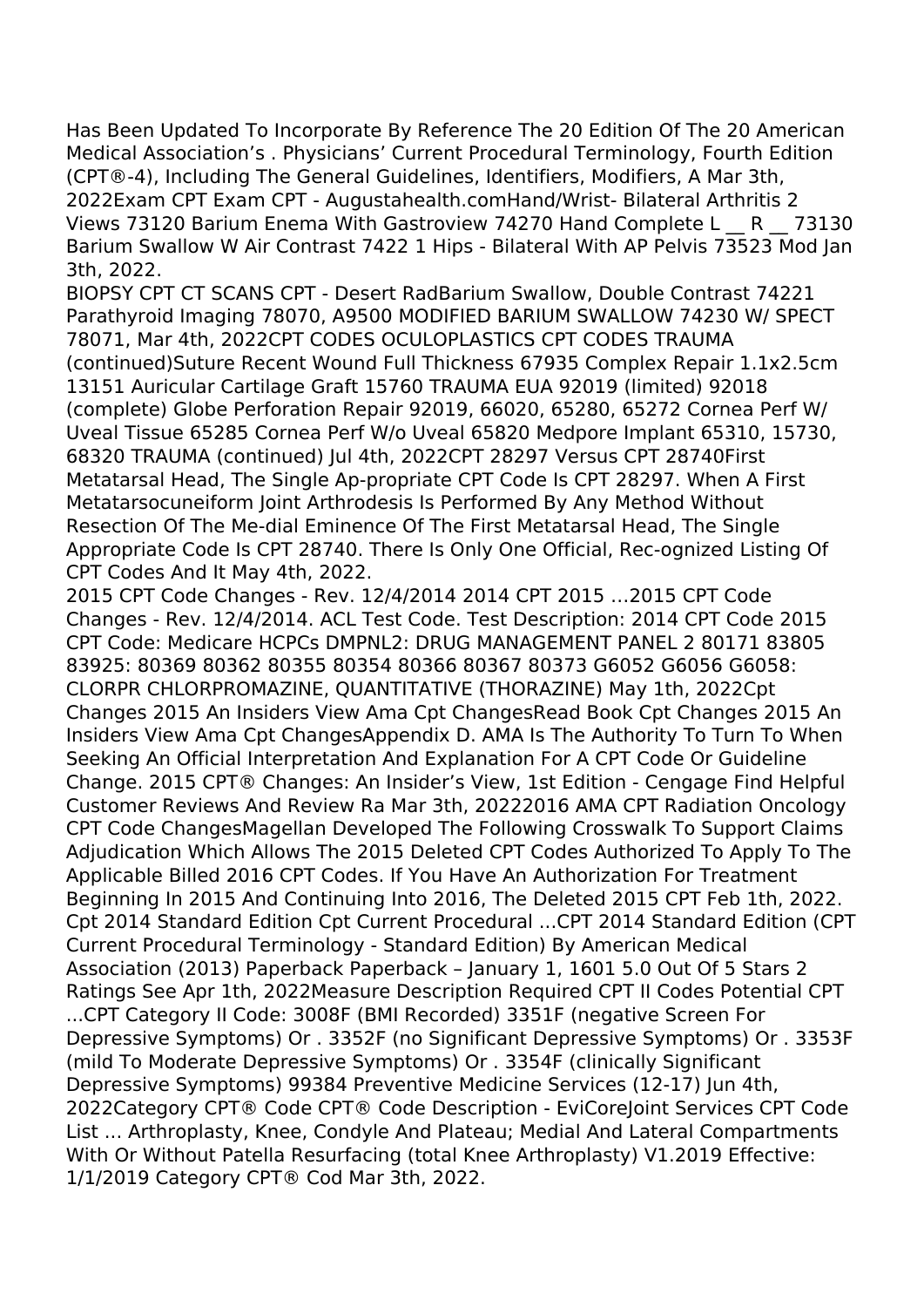Has Been Updated To Incorporate By Reference The 20 Edition Of The 20 American Medical Association's . Physicians' Current Procedural Terminology, Fourth Edition (CPT®-4), Including The General Guidelines, Identifiers, Modifiers, A Mar 3th, 2022Exam CPT Exam CPT - Augustahealth.comHand/Wrist- Bilateral Arthritis 2 Views 73120 Barium Enema With Gastroview 74270 Hand Complete L __ R __ 73130 Barium Swallow W Air Contrast 7422 1 Hips - Bilateral With AP Pelvis 73523 Mod Jan 3th, 2022.

BIOPSY CPT CT SCANS CPT - Desert RadBarium Swallow, Double Contrast 74221 Parathyroid Imaging 78070, A9500 MODIFIED BARIUM SWALLOW 74230 W/ SPECT 78071, Mar 4th, 2022CPT CODES OCULOPLASTICS CPT CODES TRAUMA (continued)Suture Recent Wound Full Thickness 67935 Complex Repair 1.1x2.5cm 13151 Auricular Cartilage Graft 15760 TRAUMA EUA 92019 (limited) 92018 (complete) Globe Perforation Repair 92019, 66020, 65280, 65272 Cornea Perf W/ Uveal Tissue 65285 Cornea Perf W/o Uveal 65820 Medpore Implant 65310, 15730, 68320 TRAUMA (continued) Jul 4th, 2022CPT 28297 Versus CPT 28740First Metatarsal Head, The Single Ap-propriate CPT Code Is CPT 28297. When A First Metatarsocuneiform Joint Arthrodesis Is Performed By Any Method Without Resection Of The Me-dial Eminence Of The First Metatarsal Head, The Single Appropriate Code Is CPT 28740. There Is Only One Official, Rec-ognized Listing Of CPT Codes And It May 4th, 2022.

2015 CPT Code Changes - Rev. 12/4/2014 2014 CPT 2015 ...2015 CPT Code Changes - Rev. 12/4/2014. ACL Test Code. Test Description: 2014 CPT Code 2015 CPT Code: Medicare HCPCs DMPNL2: DRUG MANAGEMENT PANEL 2 80171 83805 83925: 80369 80362 80355 80354 80366 80367 80373 G6052 G6056 G6058: CLORPR CHLORPROMAZINE, QUANTITATIVE (THORAZINE) May 1th, 2022Cpt Changes 2015 An Insiders View Ama Cpt ChangesRead Book Cpt Changes 2015 An Insiders View Ama Cpt ChangesAppendix D. AMA Is The Authority To Turn To When Seeking An Official Interpretation And Explanation For A CPT Code Or Guideline Change. 2015 CPT® Changes: An Insider's View, 1st Edition - Cengage Find Helpful Customer Reviews And Review Ra Mar 3th, 20222016 AMA CPT Radiation Oncology CPT Code ChangesMagellan Developed The Following Crosswalk To Support Claims Adjudication Which Allows The 2015 Deleted CPT Codes Authorized To Apply To The Applicable Billed 2016 CPT Codes. If You Have An Authorization For Treatment Beginning In 2015 And Continuing Into 2016, The Deleted 2015 CPT Feb 1th, 2022.

Cpt 2014 Standard Edition Cpt Current Procedural ...CPT 2014 Standard Edition (CPT Current Procedural Terminology - Standard Edition) By American Medical Association (2013) Paperback Paperback – January 1, 1601 5.0 Out Of 5 Stars 2 Ratings See Apr 1th, 2022Measure Description Required CPT II Codes Potential CPT ...CPT Category II Code: 3008F (BMI Recorded) 3351F (negative Screen For Depressive Symptoms) Or . 3352F (no Significant Depressive Symptoms) Or . 3353F (mild To Moderate Depressive Symptoms) Or . 3354F (clinically Significant Depressive Symptoms) 99384 Preventive Medicine Services (12-17) Jun 4th, 2022Category CPT® Code CPT® Code Description - EviCoreJoint Services CPT Code List ... Arthroplasty, Knee, Condyle And Plateau; Medial And Lateral Compartments With Or Without Patella Resurfacing (total Knee Arthroplasty) V1.2019 Effective: 1/1/2019 Category CPT® Cod Mar 3th, 2022.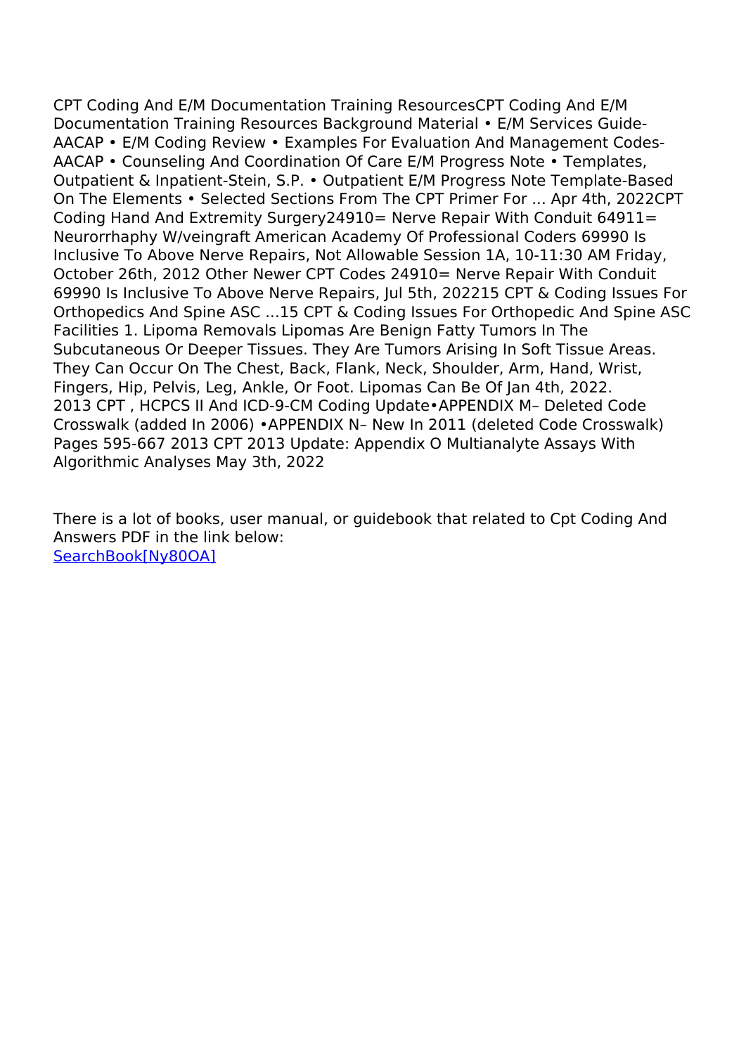CPT Coding And E/M Documentation Training ResourcesCPT Coding And E/M Documentation Training Resources Background Material • E/M Services Guide-AACAP • E/M Coding Review • Examples For Evaluation And Management Codes-AACAP • Counseling And Coordination Of Care E/M Progress Note • Templates, Outpatient & Inpatient-Stein, S.P. • Outpatient E/M Progress Note Template-Based On The Elements • Selected Sections From The CPT Primer For ... Apr 4th, 2022CPT Coding Hand And Extremity Surgery24910= Nerve Repair With Conduit 64911= Neurorrhaphy W/veingraft American Academy Of Professional Coders 69990 Is Inclusive To Above Nerve Repairs, Not Allowable Session 1A, 10-11:30 AM Friday, October 26th, 2012 Other Newer CPT Codes 24910= Nerve Repair With Conduit 69990 Is Inclusive To Above Nerve Repairs, Jul 5th, 202215 CPT & Coding Issues For Orthopedics And Spine ASC ...15 CPT & Coding Issues For Orthopedic And Spine ASC Facilities 1. Lipoma Removals Lipomas Are Benign Fatty Tumors In The Subcutaneous Or Deeper Tissues. They Are Tumors Arising In Soft Tissue Areas. They Can Occur On The Chest, Back, Flank, Neck, Shoulder, Arm, Hand, Wrist, Fingers, Hip, Pelvis, Leg, Ankle, Or Foot. Lipomas Can Be Of Jan 4th, 2022. 2013 CPT , HCPCS II And ICD-9-CM Coding Update•APPENDIX M– Deleted Code Crosswalk (added In 2006) •APPENDIX N– New In 2011 (deleted Code Crosswalk) Pages 595-667 2013 CPT 2013 Update: Appendix O Multianalyte Assays With Algorithmic Analyses May 3th, 2022

There is a lot of books, user manual, or guidebook that related to Cpt Coding And Answers PDF in the link below:
[SearchBook[Ny80OA]]()